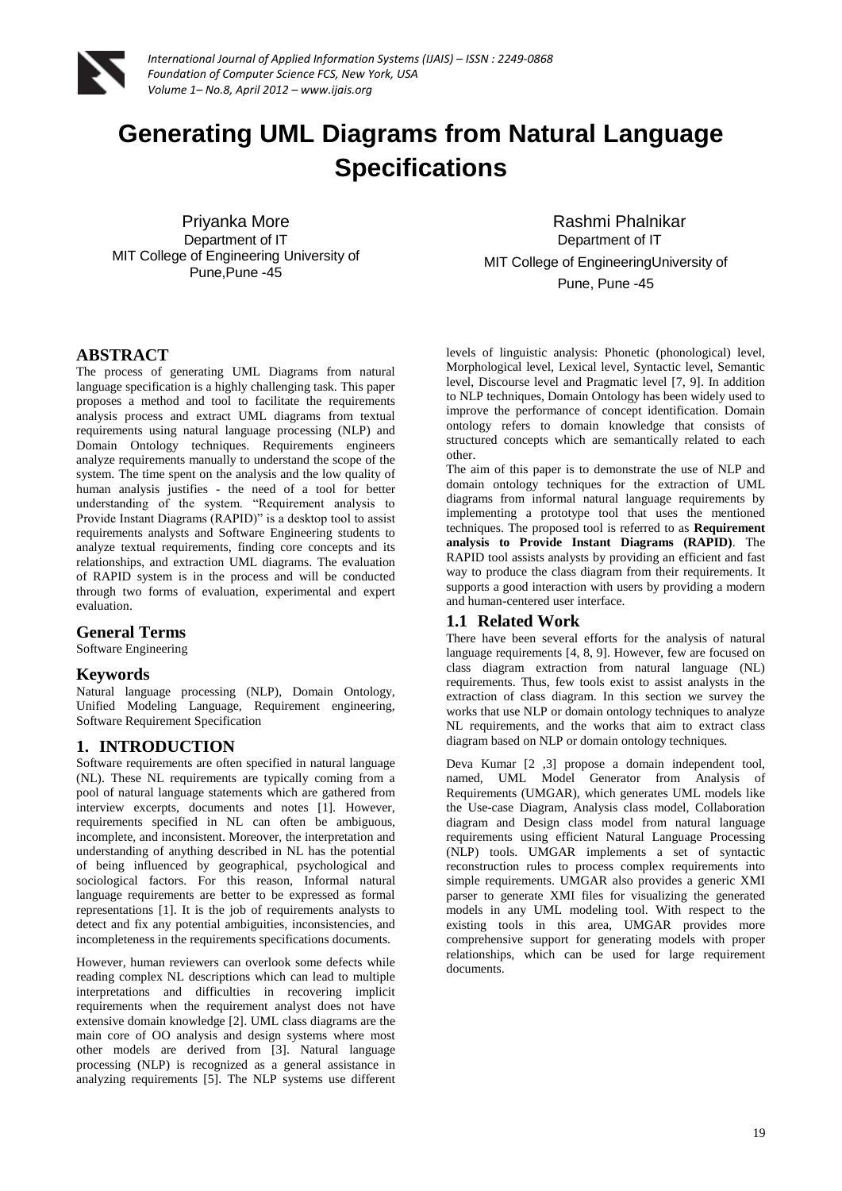# Generating UML Diagrams from Natural Language Specifications

Priyanka More
Department of IT
MIT College of Engineering University of Pune,Pune -45

Rashmi Phalnikar
Department of IT
MIT College of EngineeringUniversity of Pune, Pune -45

## ABSTRACT

The process of generating UML Diagrams from natural language specification is a highly challenging task. This paper proposes a method and tool to facilitate the requirements analysis process and extract UML diagrams from textual requirements using natural language processing (NLP) and Domain Ontology techniques. Requirements engineers analyze requirements manually to understand the scope of the system. The time spent on the analysis and the low quality of human analysis justifies - the need of a tool for better understanding of the system. "Requirement analysis to Provide Instant Diagrams (RAPID)" is a desktop tool to assist requirements analysts and Software Engineering students to analyze textual requirements, finding core concepts and its relationships, and extraction UML diagrams. The evaluation of RAPID system is in the process and will be conducted through two forms of evaluation, experimental and expert evaluation.

## General Terms

Software Engineering

## Keywords

Natural language processing (NLP), Domain Ontology, Unified Modeling Language, Requirement engineering, Software Requirement Specification

## 1. INTRODUCTION

Software requirements are often specified in natural language (NL). These NL requirements are typically coming from a pool of natural language statements which are gathered from interview excerpts, documents and notes [1]. However, requirements specified in NL can often be ambiguous, incomplete, and inconsistent. Moreover, the interpretation and understanding of anything described in NL has the potential of being influenced by geographical, psychological and sociological factors. For this reason, Informal natural language requirements are better to be expressed as formal representations [1]. It is the job of requirements analysts to detect and fix any potential ambiguities, inconsistencies, and incompleteness in the requirements specifications documents.

However, human reviewers can overlook some defects while reading complex NL descriptions which can lead to multiple interpretations and difficulties in recovering implicit requirements when the requirement analyst does not have extensive domain knowledge [2]. UML class diagrams are the main core of OO analysis and design systems where most other models are derived from [3]. Natural language processing (NLP) is recognized as a general assistance in analyzing requirements [5]. The NLP systems use different levels of linguistic analysis: Phonetic (phonological) level, Morphological level, Lexical level, Syntactic level, Semantic level, Discourse level and Pragmatic level [7, 9]. In addition to NLP techniques, Domain Ontology has been widely used to improve the performance of concept identification. Domain ontology refers to domain knowledge that consists of structured concepts which are semantically related to each other.

The aim of this paper is to demonstrate the use of NLP and domain ontology techniques for the extraction of UML diagrams from informal natural language requirements by implementing a prototype tool that uses the mentioned techniques. The proposed tool is referred to as **Requirement analysis to Provide Instant Diagrams (RAPID)**. The RAPID tool assists analysts by providing an efficient and fast way to produce the class diagram from their requirements. It supports a good interaction with users by providing a modern and human-centered user interface.

### 1.1 Related Work

There have been several efforts for the analysis of natural language requirements [4, 8, 9]. However, few are focused on class diagram extraction from natural language (NL) requirements. Thus, few tools exist to assist analysts in the extraction of class diagram. In this section we survey the works that use NLP or domain ontology techniques to analyze NL requirements, and the works that aim to extract class diagram based on NLP or domain ontology techniques.

Deva Kumar [2 ,3] propose a domain independent tool, named, UML Model Generator from Analysis of Requirements (UMGAR), which generates UML models like the Use-case Diagram, Analysis class model, Collaboration diagram and Design class model from natural language requirements using efficient Natural Language Processing (NLP) tools. UMGAR implements a set of syntactic reconstruction rules to process complex requirements into simple requirements. UMGAR also provides a generic XMI parser to generate XMI files for visualizing the generated models in any UML modeling tool. With respect to the existing tools in this area, UMGAR provides more comprehensive support for generating models with proper relationships, which can be used for large requirement documents.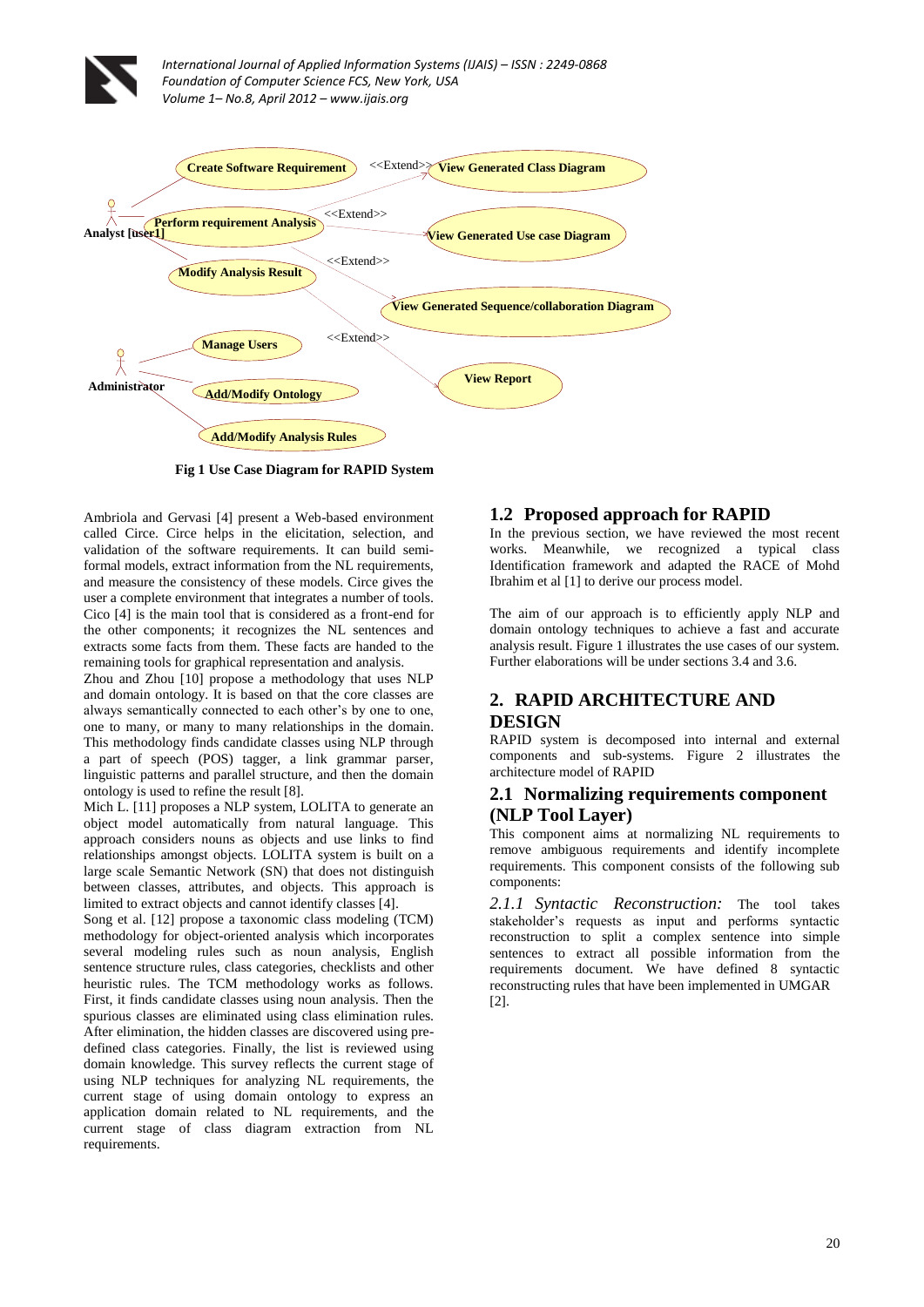Fig 1 Use Case Diagram for RAPID System

Ambriola and Gervasi [4] present a Web-based environment called Circe. Circe helps in the elicitation, selection, and validation of the software requirements. It can build semi-formal models, extract information from the NL requirements, and measure the consistency of these models. Circe gives the user a complete environment that integrates a number of tools. Cico [4] is the main tool that is considered as a front-end for the other components; it recognizes the NL sentences and extracts some facts from them. These facts are handed to the remaining tools for graphical representation and analysis.

Zhou and Zhou [10] propose a methodology that uses NLP and domain ontology. It is based on that the core classes are always semantically connected to each other's by one to one, one to many, or many to many relationships in the domain. This methodology finds candidate classes using NLP through a part of speech (POS) tagger, a link grammar parser, linguistic patterns and parallel structure, and then the domain ontology is used to refine the result [8].

Mich L. [11] proposes a NLP system, LOLITA to generate an object model automatically from natural language. This approach considers nouns as objects and use links to find relationships amongst objects. LOLITA system is built on a large scale Semantic Network (SN) that does not distinguish between classes, attributes, and objects. This approach is limited to extract objects and cannot identify classes [4].

Song et al. [12] propose a taxonomic class modeling (TCM) methodology for object-oriented analysis which incorporates several modeling rules such as noun analysis, English sentence structure rules, class categories, checklists and other heuristic rules. The TCM methodology works as follows. First, it finds candidate classes using noun analysis. Then the spurious classes are eliminated using class elimination rules. After elimination, the hidden classes are discovered using pre-defined class categories. Finally, the list is reviewed using domain knowledge. This survey reflects the current stage of using NLP techniques for analyzing NL requirements, the current stage of using domain ontology to express an application domain related to NL requirements, and the current stage of class diagram extraction from NL requirements.

## 1.2 Proposed approach for RAPID

In the previous section, we have reviewed the most recent works. Meanwhile, we recognized a typical class Identification framework and adapted the RACE of Mohd Ibrahim et al [1] to derive our process model.

The aim of our approach is to efficiently apply NLP and domain ontology techniques to achieve a fast and accurate analysis result. Figure 1 illustrates the use cases of our system. Further elaborations will be under sections 3.4 and 3.6.

# 2. RAPID ARCHITECTURE AND DESIGN

RAPID system is decomposed into internal and external components and sub-systems. Figure 2 illustrates the architecture model of RAPID

## 2.1 Normalizing requirements component (NLP Tool Layer)

This component aims at normalizing NL requirements to remove ambiguous requirements and identify incomplete requirements. This component consists of the following sub components:

*2.1.1 Syntactic Reconstruction:* The tool takes stakeholder's requests as input and performs syntactic reconstruction to split a complex sentence into simple sentences to extract all possible information from the requirements document. We have defined 8 syntactic reconstructing rules that have been implemented in UMGAR [2].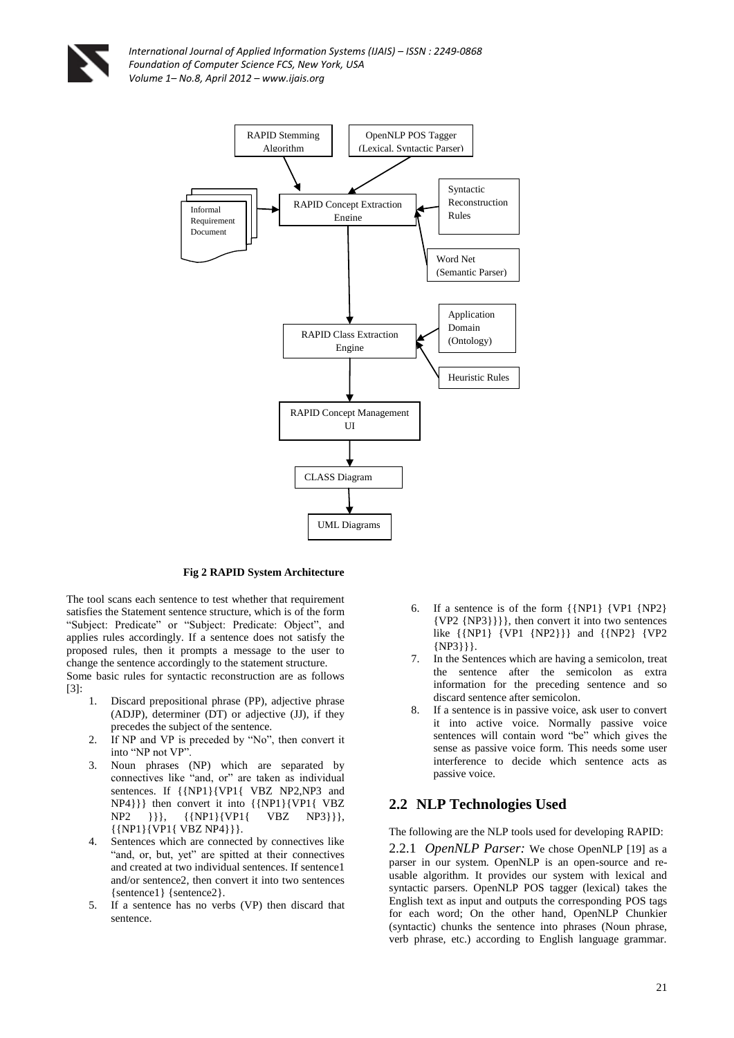**Fig 2 RAPID System Architecture**

The tool scans each sentence to test whether that requirement satisfies the Statement sentence structure, which is of the form "Subject: Predicate" or "Subject: Predicate: Object", and applies rules accordingly. If a sentence does not satisfy the proposed rules, then it prompts a message to the user to change the sentence accordingly to the statement structure.

Some basic rules for syntactic reconstruction are as follows [3]:

1. Discard prepositional phrase (PP), adjective phrase (ADJP), determiner (DT) or adjective (JJ), if they precedes the subject of the sentence.
2. If NP and VP is preceded by "No", then convert it into "NP not VP".
3. Noun phrases (NP) which are separated by connectives like "and, or" are taken as individual sentences. If {{NP1}{VP1{ VBZ NP2,NP3 and NP4}}} then convert it into {{NP1}{VP1{ VBZ NP2 }}}, {{NP1}{VP1{ VBZ NP3}}}, {{NP1}{VP1{ VBZ NP4}}}.
4. Sentences which are connected by connectives like "and, or, but, yet" are spitted at their connectives and created at two individual sentences. If sentence1 and/or sentence2, then convert it into two sentences {sentence1} {sentence2}.
5. If a sentence has no verbs (VP) then discard that sentence.
6. If a sentence is of the form {{NP1} {VP1 {NP2} {VP2 {NP3}}}}, then convert it into two sentences like {{NP1} {VP1 {NP2}}} and {{NP2} {VP2 {NP3}}}.
7. In the Sentences which are having a semicolon, treat the sentence after the semicolon as extra information for the preceding sentence and so discard sentence after semicolon.
8. If a sentence is in passive voice, ask user to convert it into active voice. Normally passive voice sentences will contain word "be" which gives the sense as passive voice form. This needs some user interference to decide which sentence acts as passive voice.

## 2.2 NLP Technologies Used

The following are the NLP tools used for developing RAPID:

2.2.1 *OpenNLP Parser:* We chose OpenNLP [19] as a parser in our system. OpenNLP is an open-source and re-usable algorithm. It provides our system with lexical and syntactic parsers. OpenNLP POS tagger (lexical) takes the English text as input and outputs the corresponding POS tags for each word; On the other hand, OpenNLP Chunkier (syntactic) chunks the sentence into phrases (Noun phrase, verb phrase, etc.) according to English language grammar.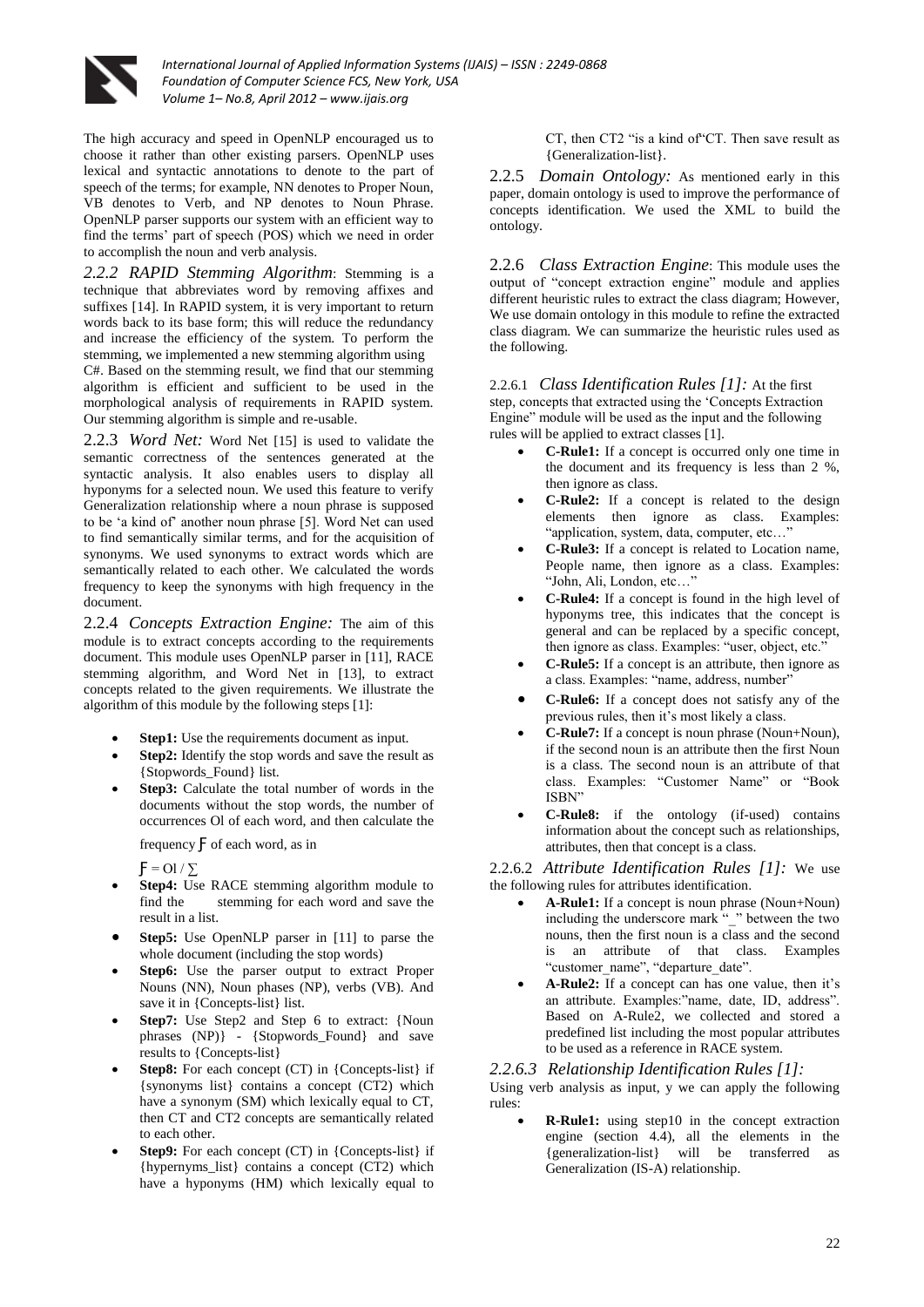The high accuracy and speed in OpenNLP encouraged us to choose it rather than other existing parsers. OpenNLP uses lexical and syntactic annotations to denote to the part of speech of the terms; for example, NN denotes to Proper Noun, VB denotes to Verb, and NP denotes to Noun Phrase. OpenNLP parser supports our system with an efficient way to find the terms' part of speech (POS) which we need in order to accomplish the noun and verb analysis.

*2.2.2 RAPID Stemming Algorithm*: Stemming is a technique that abbreviates word by removing affixes and suffixes [14]. In RAPID system, it is very important to return words back to its base form; this will reduce the redundancy and increase the efficiency of the system. To perform the stemming, we implemented a new stemming algorithm using C#. Based on the stemming result, we find that our stemming algorithm is efficient and sufficient to be used in the morphological analysis of requirements in RAPID system. Our stemming algorithm is simple and re-usable.

2.2.3 *Word Net:* Word Net [15] is used to validate the semantic correctness of the sentences generated at the syntactic analysis. It also enables users to display all hyponyms for a selected noun. We used this feature to verify Generalization relationship where a noun phrase is supposed to be 'a kind of' another noun phrase [5]. Word Net can used to find semantically similar terms, and for the acquisition of synonyms. We used synonyms to extract words which are semantically related to each other. We calculated the words frequency to keep the synonyms with high frequency in the document.

2.2.4 *Concepts Extraction Engine:* The aim of this module is to extract concepts according to the requirements document. This module uses OpenNLP parser in [11], RACE stemming algorithm, and Word Net in [13], to extract concepts related to the given requirements. We illustrate the algorithm of this module by the following steps [1]:

- **Step1:** Use the requirements document as input.
- **Step2:** Identify the stop words and save the result as {Stopwords_Found} list.
- **Step3:** Calculate the total number of words in the documents without the stop words, the number of occurrences Ol of each word, and then calculate the frequency Ƒ of each word, as in

  Ƒ = Ol / ∑
- **Step4:** Use RACE stemming algorithm module to find the stemming for each word and save the result in a list.
- **Step5:** Use OpenNLP parser in [11] to parse the whole document (including the stop words)
- **Step6:** Use the parser output to extract Proper Nouns (NN), Noun phases (NP), verbs (VB). And save it in {Concepts-list} list.
- **Step7:** Use Step2 and Step 6 to extract: {Noun phrases (NP)} - {Stopwords_Found} and save results to {Concepts-list}
- **Step8:** For each concept (CT) in {Concepts-list} if {synonyms list} contains a concept (CT2) which have a synonym (SM) which lexically equal to CT, then CT and CT2 concepts are semantically related to each other.
- **Step9:** For each concept (CT) in {Concepts-list} if {hypernyms_list} contains a concept (CT2) which have a hyponyms (HM) which lexically equal to CT, then CT2 "is a kind of"CT. Then save result as {Generalization-list}.

2.2.5 *Domain Ontology:* As mentioned early in this paper, domain ontology is used to improve the performance of concepts identification. We used the XML to build the ontology.

2.2.6 *Class Extraction Engine*: This module uses the output of "concept extraction engine" module and applies different heuristic rules to extract the class diagram; However, We use domain ontology in this module to refine the extracted class diagram. We can summarize the heuristic rules used as the following.

2.2.6.1 *Class Identification Rules [1]:* At the first step, concepts that extracted using the 'Concepts Extraction Engine" module will be used as the input and the following rules will be applied to extract classes [1].

- **C-Rule1:** If a concept is occurred only one time in the document and its frequency is less than 2 %, then ignore as class.
- **C-Rule2:** If a concept is related to the design elements then ignore as class. Examples: "application, system, data, computer, etc…"
- **C-Rule3:** If a concept is related to Location name, People name, then ignore as a class. Examples: "John, Ali, London, etc…"
- **C-Rule4:** If a concept is found in the high level of hyponyms tree, this indicates that the concept is general and can be replaced by a specific concept, then ignore as class. Examples: "user, object, etc."
- **C-Rule5:** If a concept is an attribute, then ignore as a class. Examples: "name, address, number"
- **C-Rule6:** If a concept does not satisfy any of the previous rules, then it's most likely a class.
- **C-Rule7:** If a concept is noun phrase (Noun+Noun), if the second noun is an attribute then the first Noun is a class. The second noun is an attribute of that class. Examples: "Customer Name" or "Book ISBN"
- **C-Rule8:** if the ontology (if-used) contains information about the concept such as relationships, attributes, then that concept is a class.

2.2.6.2 *Attribute Identification Rules [1]:* We use the following rules for attributes identification.

- **A-Rule1:** If a concept is noun phrase (Noun+Noun) including the underscore mark "_" between the two nouns, then the first noun is a class and the second is an attribute of that class. Examples "customer_name", "departure_date".
- **A-Rule2:** If a concept can has one value, then it's an attribute. Examples:"name, date, ID, address". Based on A-Rule2, we collected and stored a predefined list including the most popular attributes to be used as a reference in RACE system.

*2.2.6.3 Relationship Identification Rules [1]:*

Using verb analysis as input, y we can apply the following rules:

- **R-Rule1:** using step10 in the concept extraction engine (section 4.4), all the elements in the {generalization-list} will be transferred as Generalization (IS-A) relationship.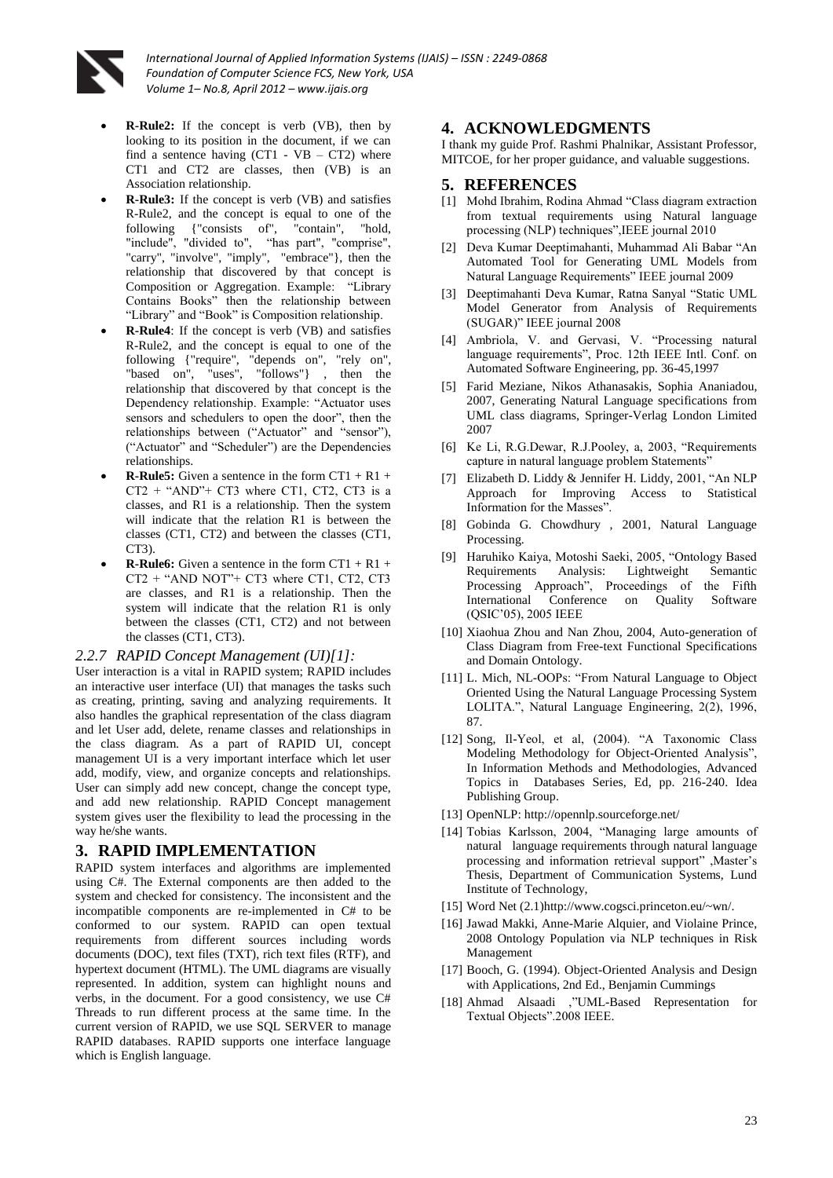- **R-Rule2:** If the concept is verb (VB), then by looking to its position in the document, if we can find a sentence having (CT1 - VB – CT2) where CT1 and CT2 are classes, then (VB) is an Association relationship.
- **R-Rule3:** If the concept is verb (VB) and satisfies R-Rule2, and the concept is equal to one of the following {"consists of", "contain", "hold, "include", "divided to", "has part", "comprise", "carry", "involve", "imply", "embrace"}, then the relationship that discovered by that concept is Composition or Aggregation. Example: "Library Contains Books" then the relationship between "Library" and "Book" is Composition relationship.
- **R-Rule4**: If the concept is verb (VB) and satisfies R-Rule2, and the concept is equal to one of the following {"require", "depends on", "rely on", "based on", "uses", "follows"} , then the relationship that discovered by that concept is the Dependency relationship. Example: "Actuator uses sensors and schedulers to open the door", then the relationships between ("Actuator" and "sensor"), ("Actuator" and "Scheduler") are the Dependencies relationships.
- **R-Rule5:** Given a sentence in the form CT1 + R1 + CT2 + "AND"+ CT3 where CT1, CT2, CT3 is a classes, and R1 is a relationship. Then the system will indicate that the relation R1 is between the classes (CT1, CT2) and between the classes (CT1, CT3).
- **R-Rule6:** Given a sentence in the form CT1 + R1 + CT2 + "AND NOT"+ CT3 where CT1, CT2, CT3 are classes, and R1 is a relationship. Then the system will indicate that the relation R1 is only between the classes (CT1, CT2) and not between the classes (CT1, CT3).

### *2.2.7 RAPID Concept Management (UI)[1]:*

User interaction is a vital in RAPID system; RAPID includes an interactive user interface (UI) that manages the tasks such as creating, printing, saving and analyzing requirements. It also handles the graphical representation of the class diagram and let User add, delete, rename classes and relationships in the class diagram. As a part of RAPID UI, concept management UI is a very important interface which let user add, modify, view, and organize concepts and relationships. User can simply add new concept, change the concept type, and add new relationship. RAPID Concept management system gives user the flexibility to lead the processing in the way he/she wants.

## 3. RAPID IMPLEMENTATION

RAPID system interfaces and algorithms are implemented using C#. The External components are then added to the system and checked for consistency. The inconsistent and the incompatible components are re-implemented in C# to be conformed to our system. RAPID can open textual requirements from different sources including words documents (DOC), text files (TXT), rich text files (RTF), and hypertext document (HTML). The UML diagrams are visually represented. In addition, system can highlight nouns and verbs, in the document. For a good consistency, we use C# Threads to run different process at the same time. In the current version of RAPID, we use SQL SERVER to manage RAPID databases. RAPID supports one interface language which is English language.

## 4. ACKNOWLEDGMENTS

I thank my guide Prof. Rashmi Phalnikar, Assistant Professor, MITCOE, for her proper guidance, and valuable suggestions.

## 5. REFERENCES

[1] Mohd Ibrahim, Rodina Ahmad "Class diagram extraction from textual requirements using Natural language processing (NLP) techniques",IEEE journal 2010

[2] Deva Kumar Deeptimahanti, Muhammad Ali Babar "An Automated Tool for Generating UML Models from Natural Language Requirements" IEEE journal 2009

[3] Deeptimahanti Deva Kumar, Ratna Sanyal "Static UML Model Generator from Analysis of Requirements (SUGAR)" IEEE journal 2008

[4] Ambriola, V. and Gervasi, V. "Processing natural language requirements", Proc. 12th IEEE Intl. Conf. on Automated Software Engineering, pp. 36-45,1997

[5] Farid Meziane, Nikos Athanasakis, Sophia Ananiadou, 2007, Generating Natural Language specifications from UML class diagrams, Springer-Verlag London Limited 2007

[6] Ke Li, R.G.Dewar, R.J.Pooley, a, 2003, "Requirements capture in natural language problem Statements"

[7] Elizabeth D. Liddy & Jennifer H. Liddy, 2001, "An NLP Approach for Improving Access to Statistical Information for the Masses".

[8] Gobinda G. Chowdhury , 2001, Natural Language Processing.

[9] Haruhiko Kaiya, Motoshi Saeki, 2005, "Ontology Based Requirements Analysis: Lightweight Semantic Processing Approach", Proceedings of the Fifth International Conference on Quality Software (QSIC'05), 2005 IEEE

[10] Xiaohua Zhou and Nan Zhou, 2004, Auto-generation of Class Diagram from Free-text Functional Specifications and Domain Ontology.

[11] L. Mich, NL-OOPs: "From Natural Language to Object Oriented Using the Natural Language Processing System LOLITA.", Natural Language Engineering, 2(2), 1996, 87.

[12] Song, Il-Yeol, et al, (2004). "A Taxonomic Class Modeling Methodology for Object-Oriented Analysis", In Information Methods and Methodologies, Advanced Topics in Databases Series, Ed, pp. 216-240. Idea Publishing Group.

[13] OpenNLP: http://opennlp.sourceforge.net/

[14] Tobias Karlsson, 2004, "Managing large amounts of natural language requirements through natural language processing and information retrieval support" ,Master's Thesis, Department of Communication Systems, Lund Institute of Technology,

[15] Word Net (2.1)http://www.cogsci.princeton.eu/~wn/.

[16] Jawad Makki, Anne-Marie Alquier, and Violaine Prince, 2008 Ontology Population via NLP techniques in Risk Management

[17] Booch, G. (1994). Object-Oriented Analysis and Design with Applications, 2nd Ed., Benjamin Cummings

[18] Ahmad Alsaadi ,"UML-Based Representation for Textual Objects".2008 IEEE.